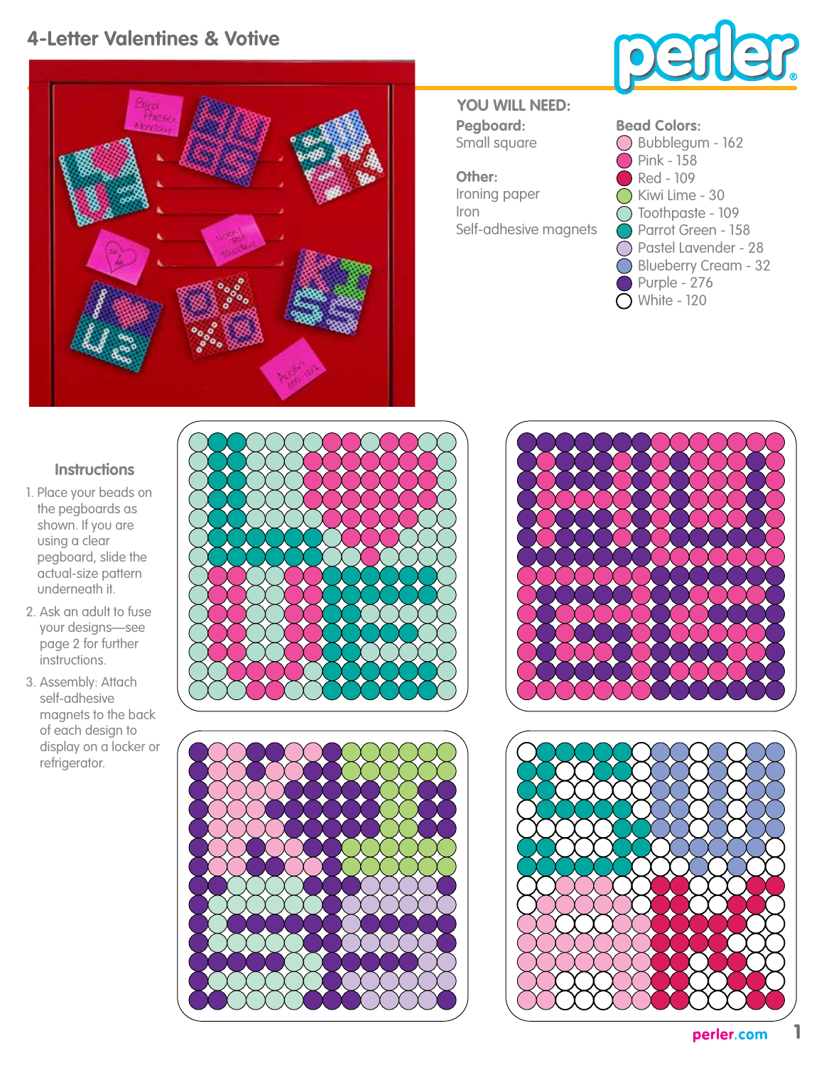# 4-Letter Valentines & Votive

## YOU WILL NEED:

**Pegboard:**
Small square

**Other:**
Ironing paper
Iron
Self-adhesive magnets

**Bead Colors:**
- Bubblegum - 162
- Pink - 158
- Red - 109
- Kiwi Lime - 30
- Toothpaste - 109
- Parrot Green - 158
- Pastel Lavender - 28
- Blueberry Cream - 32
- Purple - 276
- White - 120

## Instructions

1. Place your beads on the pegboards as shown. If you are using a clear pegboard, slide the actual-size pattern underneath it.
2. Ask an adult to fuse your designs—see page 2 for further instructions.
3. Assembly: Attach self-adhesive magnets to the back of each design to display on a locker or refrigerator.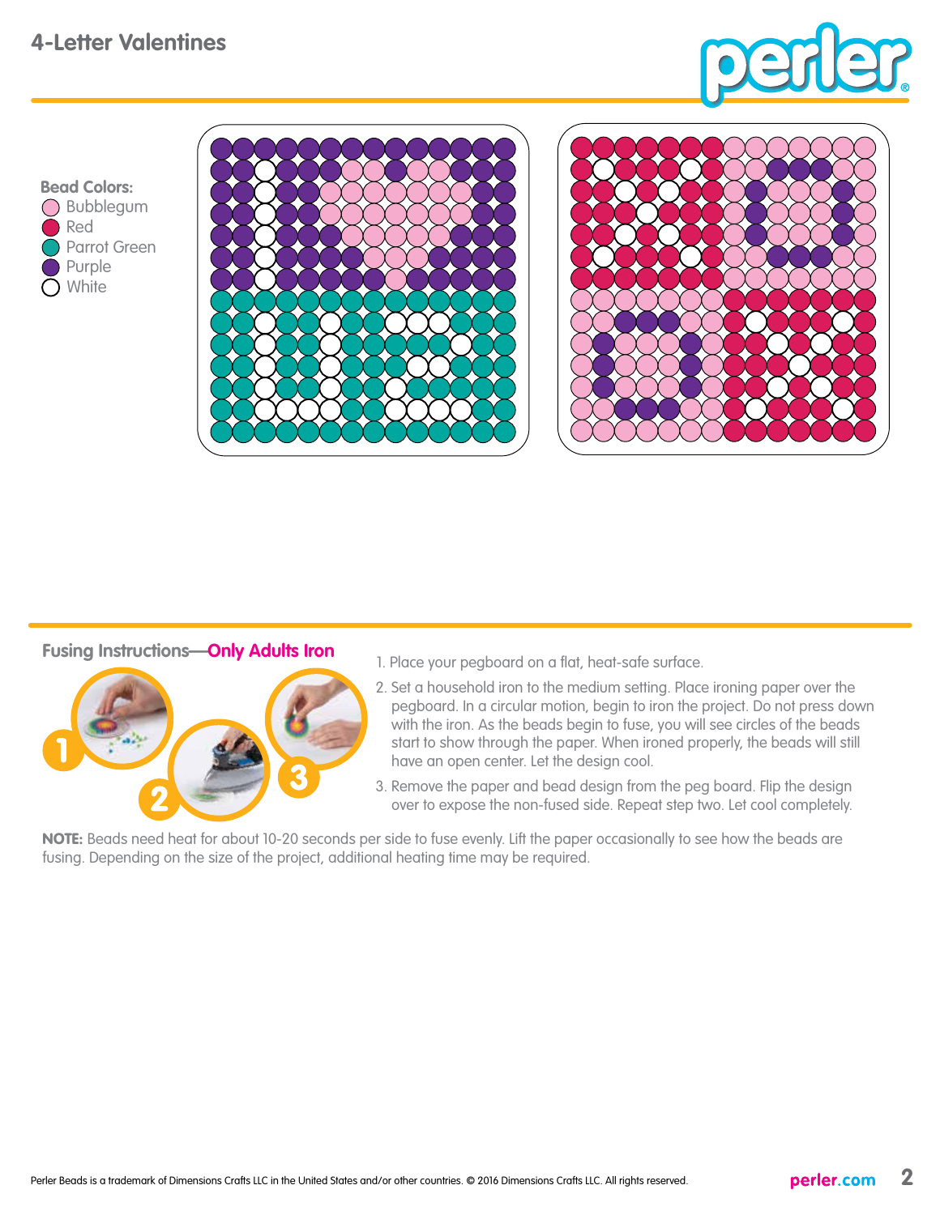# 4-Letter Valentines

**Bead Colors:**

- Bubblegum
- Red
- Parrot Green
- Purple
- White

## Fusing Instructions—Only Adults Iron

1. Place your pegboard on a flat, heat-safe surface.
2. Set a household iron to the medium setting. Place ironing paper over the pegboard. In a circular motion, begin to iron the project. Do not press down with the iron. As the beads begin to fuse, you will see circles of the beads start to show through the paper. When ironed properly, the beads will still have an open center. Let the design cool.
3. Remove the paper and bead design from the peg board. Flip the design over to expose the non-fused side. Repeat step two. Let cool completely.

**NOTE:** Beads need heat for about 10-20 seconds per side to fuse evenly. Lift the paper occasionally to see how the beads are fusing. Depending on the size of the project, additional heating time may be required.

Perler Beads is a trademark of Dimensions Crafts LLC in the United States and/or other countries. © 2016 Dimensions Crafts LLC. All rights reserved.

perler.com